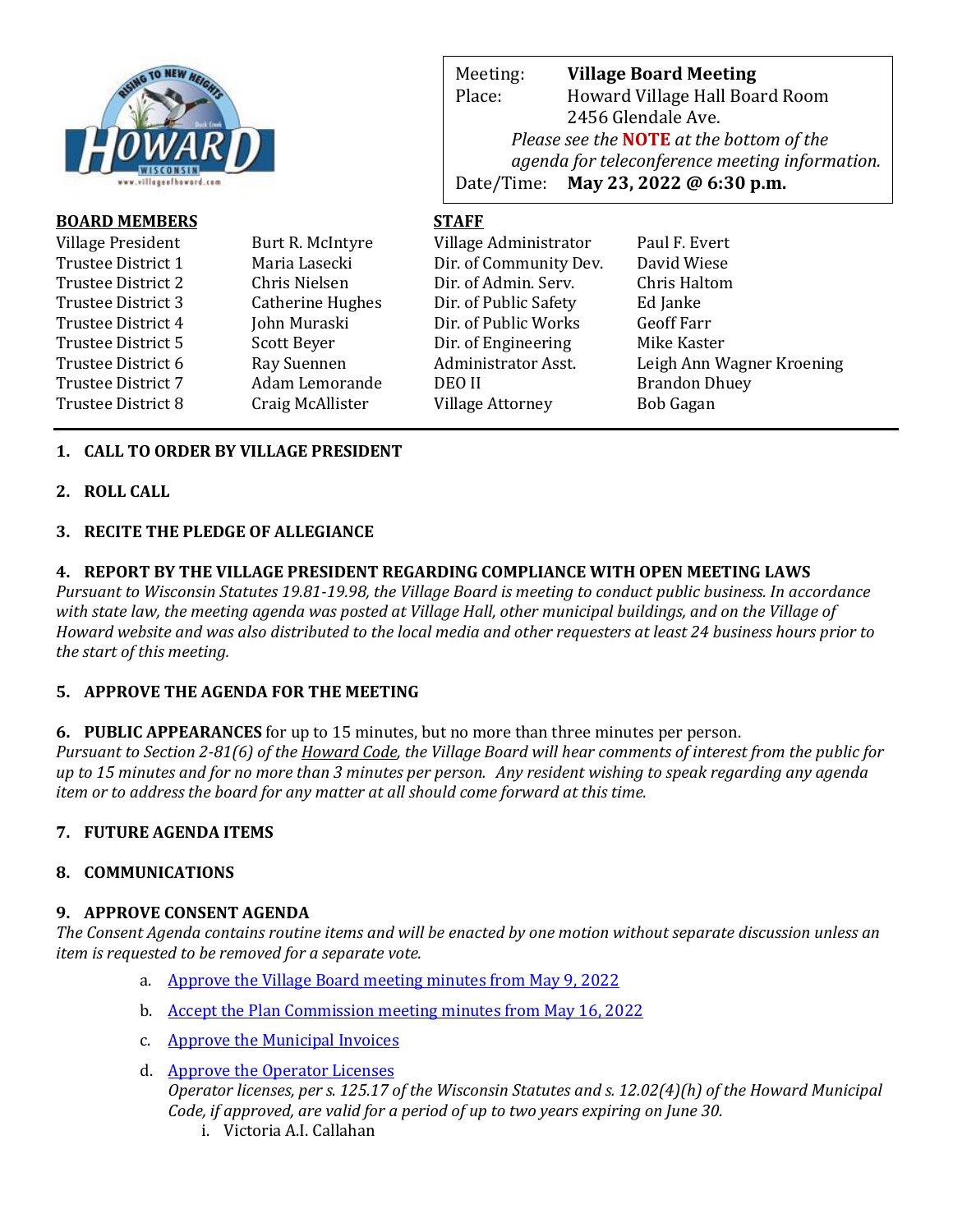| Meeting: | **Village Board Meeting** |
|---|---|
| Place: | Howard Village Hall Board Room<br>2456 Glendale Ave. |
| | *Please see the **NOTE** at the bottom of the agenda for teleconference meeting information.* |
| Date/Time: | **May 23, 2022 @ 6:30 p.m.** |

**BOARD MEMBERS**

| | |
|---|---|
| Village President | Burt R. McIntyre |
| Trustee District 1 | Maria Lasecki |
| Trustee District 2 | Chris Nielsen |
| Trustee District 3 | Catherine Hughes |
| Trustee District 4 | John Muraski |
| Trustee District 5 | Scott Beyer |
| Trustee District 6 | Ray Suennen |
| Trustee District 7 | Adam Lemorande |
| Trustee District 8 | Craig McAllister |

**STAFF**

| | |
|---|---|
| Village Administrator | Paul F. Evert |
| Dir. of Community Dev. | David Wiese |
| Dir. of Admin. Serv. | Chris Haltom |
| Dir. of Public Safety | Ed Janke |
| Dir. of Public Works | Geoff Farr |
| Dir. of Engineering | Mike Kaster |
| Administrator Asst. | Leigh Ann Wagner Kroening |
| DEO II | Brandon Dhuey |
| Village Attorney | Bob Gagan |

**1. CALL TO ORDER BY VILLAGE PRESIDENT**

**2. ROLL CALL**

**3. RECITE THE PLEDGE OF ALLEGIANCE**

**4. REPORT BY THE VILLAGE PRESIDENT REGARDING COMPLIANCE WITH OPEN MEETING LAWS**
*Pursuant to Wisconsin Statutes 19.81-19.98, the Village Board is meeting to conduct public business. In accordance with state law, the meeting agenda was posted at Village Hall, other municipal buildings, and on the Village of Howard website and was also distributed to the local media and other requesters at least 24 business hours prior to the start of this meeting.*

**5. APPROVE THE AGENDA FOR THE MEETING**

**6. PUBLIC APPEARANCES** for up to 15 minutes, but no more than three minutes per person.
*Pursuant to Section 2-81(6) of the Howard Code, the Village Board will hear comments of interest from the public for up to 15 minutes and for no more than 3 minutes per person. Any resident wishing to speak regarding any agenda item or to address the board for any matter at all should come forward at this time.*

**7. FUTURE AGENDA ITEMS**

**8. COMMUNICATIONS**

**9. APPROVE CONSENT AGENDA**
*The Consent Agenda contains routine items and will be enacted by one motion without separate discussion unless an item is requested to be removed for a separate vote.*

a. Approve the Village Board meeting minutes from May 9, 2022

b. Accept the Plan Commission meeting minutes from May 16, 2022

c. Approve the Municipal Invoices

d. Approve the Operator Licenses
*Operator licenses, per s. 125.17 of the Wisconsin Statutes and s. 12.02(4)(h) of the Howard Municipal Code, if approved, are valid for a period of up to two years expiring on June 30.*
   i. Victoria A.I. Callahan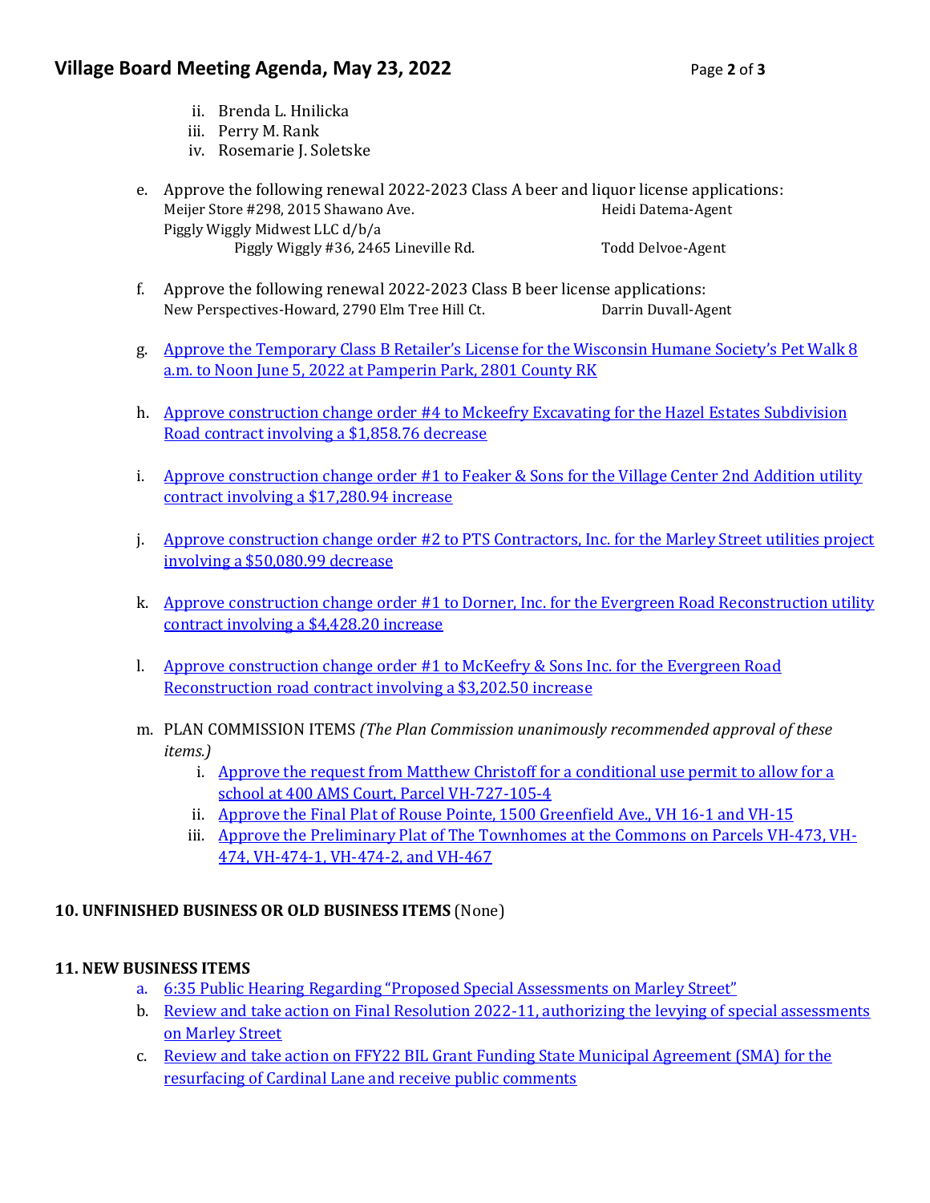ii. Brenda L. Hnilicka
iii. Perry M. Rank
iv. Rosemarie J. Soletske

e. Approve the following renewal 2022-2023 Class A beer and liquor license applications:
Meijer Store #298, 2015 Shawano Ave. — Heidi Datema-Agent
Piggly Wiggly Midwest LLC d/b/a
Piggly Wiggly #36, 2465 Lineville Rd. — Todd Delvoe-Agent

f. Approve the following renewal 2022-2023 Class B beer license applications:
New Perspectives-Howard, 2790 Elm Tree Hill Ct. — Darrin Duvall-Agent

g. Approve the Temporary Class B Retailer's License for the Wisconsin Humane Society's Pet Walk 8 a.m. to Noon June 5, 2022 at Pamperin Park, 2801 County RK

h. Approve construction change order #4 to Mckeefry Excavating for the Hazel Estates Subdivision Road contract involving a $1,858.76 decrease

i. Approve construction change order #1 to Feaker & Sons for the Village Center 2nd Addition utility contract involving a $17,280.94 increase

j. Approve construction change order #2 to PTS Contractors, Inc. for the Marley Street utilities project involving a $50,080.99 decrease

k. Approve construction change order #1 to Dorner, Inc. for the Evergreen Road Reconstruction utility contract involving a $4,428.20 increase

l. Approve construction change order #1 to McKeefry & Sons Inc. for the Evergreen Road Reconstruction road contract involving a $3,202.50 increase

m. PLAN COMMISSION ITEMS *(The Plan Commission unanimously recommended approval of these items.)*
   i. Approve the request from Matthew Christoff for a conditional use permit to allow for a school at 400 AMS Court, Parcel VH-727-105-4
   ii. Approve the Final Plat of Rouse Pointe, 1500 Greenfield Ave., VH 16-1 and VH-15
   iii. Approve the Preliminary Plat of The Townhomes at the Commons on Parcels VH-473, VH-474, VH-474-1, VH-474-2, and VH-467

**10. UNFINISHED BUSINESS OR OLD BUSINESS ITEMS** (None)

**11. NEW BUSINESS ITEMS**

a. 6:35 Public Hearing Regarding "Proposed Special Assessments on Marley Street"
b. Review and take action on Final Resolution 2022-11, authorizing the levying of special assessments on Marley Street
c. Review and take action on FFY22 BIL Grant Funding State Municipal Agreement (SMA) for the resurfacing of Cardinal Lane and receive public comments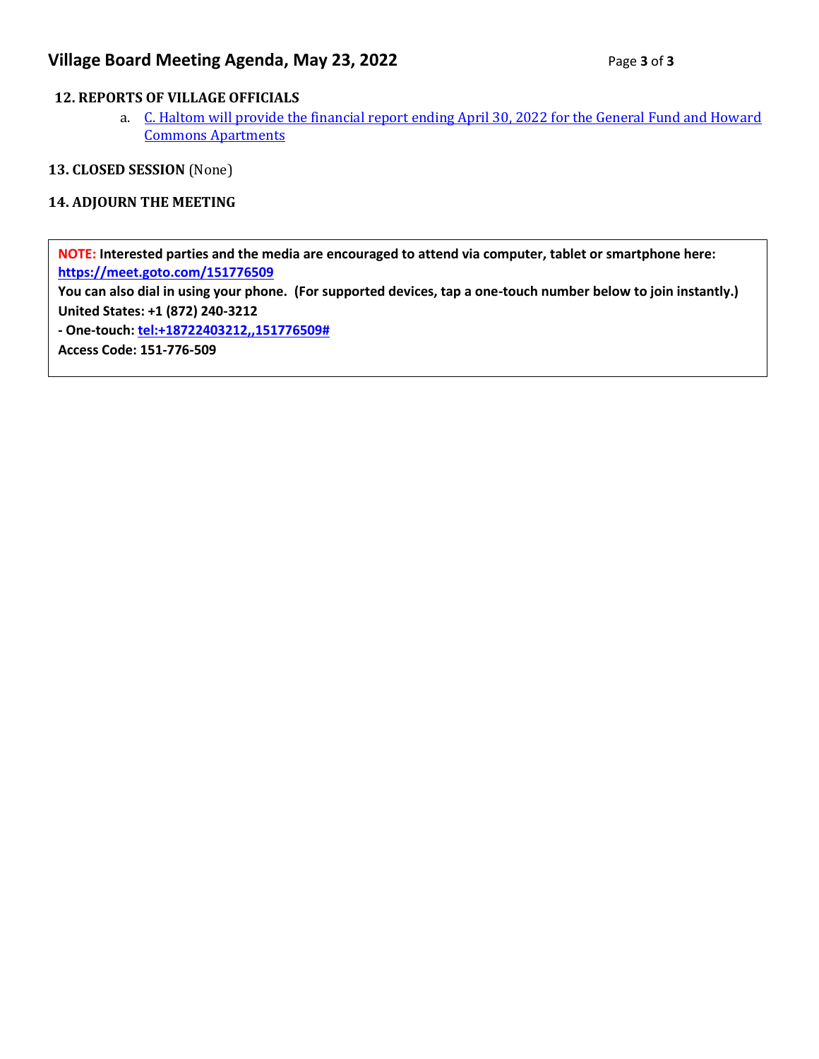**12. REPORTS OF VILLAGE OFFICIALS**

a. C. Haltom will provide the financial report ending April 30, 2022 for the General Fund and Howard Commons Apartments

**13. CLOSED SESSION** (None)

**14. ADJOURN THE MEETING**

**NOTE: Interested parties and the media are encouraged to attend via computer, tablet or smartphone here:**
**https://meet.goto.com/151776509**
**You can also dial in using your phone. (For supported devices, tap a one-touch number below to join instantly.)**
**United States: +1 (872) 240-3212**
**- One-touch: tel:+18722403212,,151776509#**
**Access Code: 151-776-509**